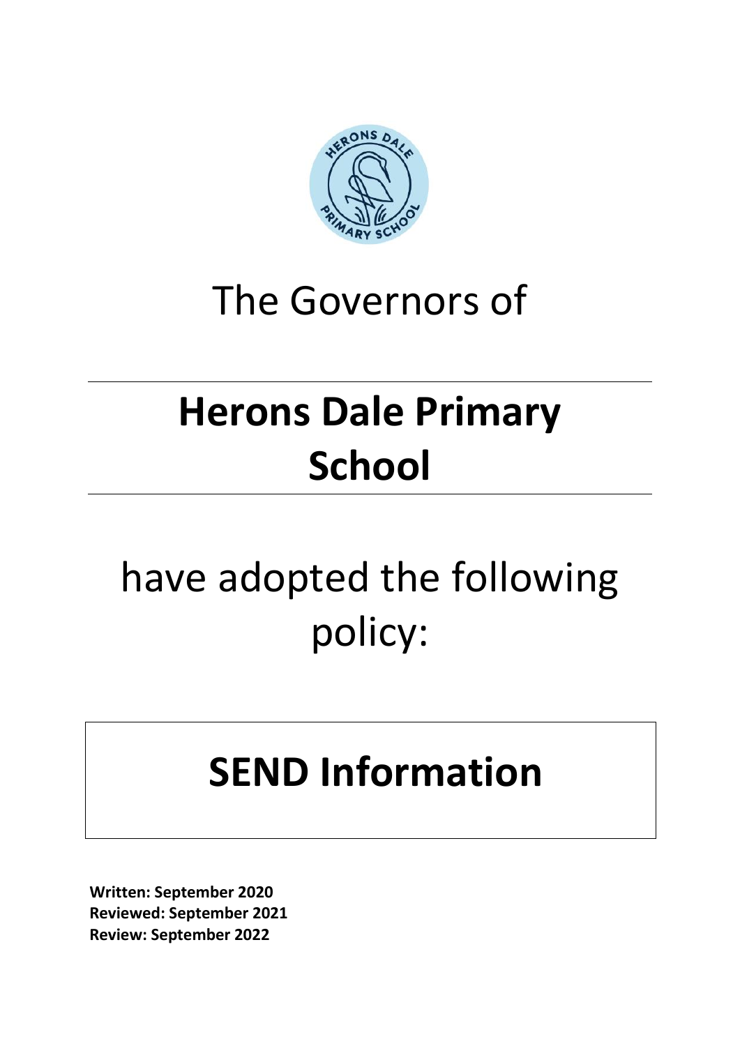The Governors of

# Herons Dale Primary School

have adopted the following policy:

# SEND Information

**Written: September 2020**
**Reviewed: September 2021**
**Review: September 2022**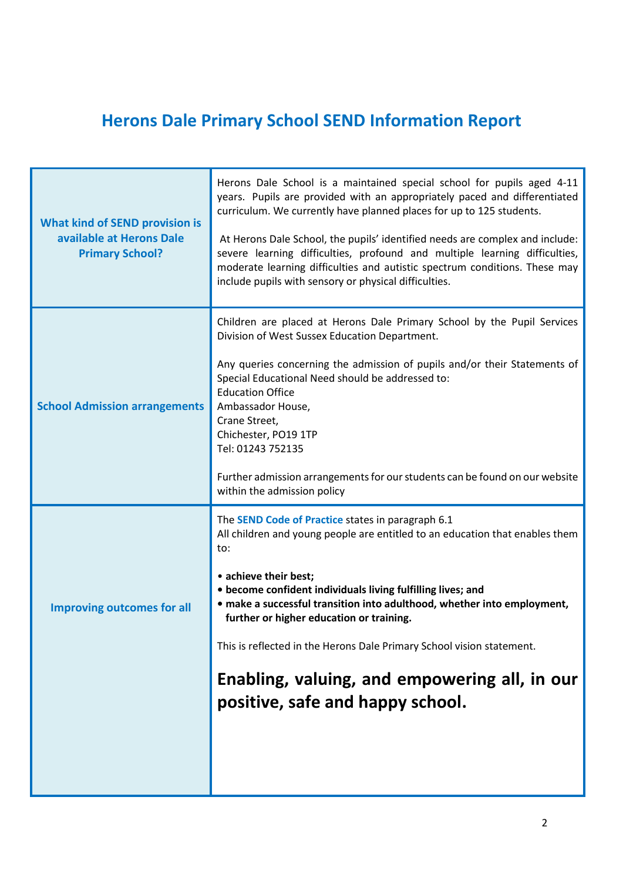# Herons Dale Primary School SEND Information Report

| | |
|---|---|
| **What kind of SEND provision is available at Herons Dale Primary School?** | Herons Dale School is a maintained special school for pupils aged 4-11 years. Pupils are provided with an appropriately paced and differentiated curriculum. We currently have planned places for up to 125 students.<br><br>At Herons Dale School, the pupils' identified needs are complex and include: severe learning difficulties, profound and multiple learning difficulties, moderate learning difficulties and autistic spectrum conditions. These may include pupils with sensory or physical difficulties. |
| **School Admission arrangements** | Children are placed at Herons Dale Primary School by the Pupil Services Division of West Sussex Education Department.<br><br>Any queries concerning the admission of pupils and/or their Statements of Special Educational Need should be addressed to:<br>Education Office<br>Ambassador House,<br>Crane Street,<br>Chichester, PO19 1TP<br>Tel: 01243 752135<br><br>Further admission arrangements for our students can be found on our website within the admission policy |
| **Improving outcomes for all** | The **SEND Code of Practice** states in paragraph 6.1<br>All children and young people are entitled to an education that enables them to:<br><br>• **achieve their best;**<br>• **become confident individuals living fulfilling lives; and**<br>• **make a successful transition into adulthood, whether into employment, further or higher education or training.**<br><br>This is reflected in the Herons Dale Primary School vision statement.<br><br>**Enabling, valuing, and empowering all, in our positive, safe and happy school.** |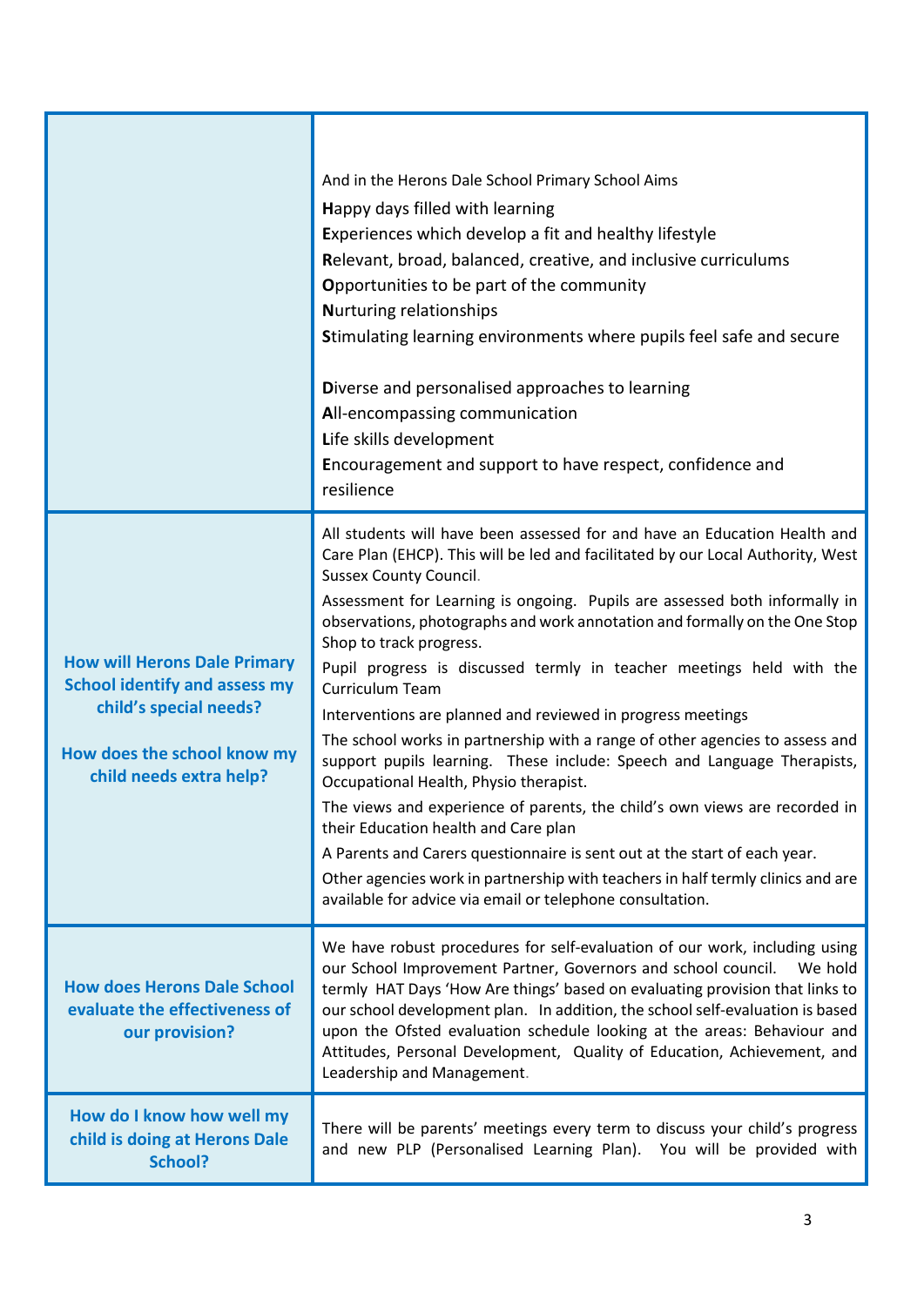| | |
|---|---|
| | And in the Herons Dale School Primary School Aims<br>**H**appy days filled with learning<br>**E**xperiences which develop a fit and healthy lifestyle<br>**R**elevant, broad, balanced, creative, and inclusive curriculums<br>**O**pportunities to be part of the community<br>**N**urturing relationships<br>**S**timulating learning environments where pupils feel safe and secure<br><br>**D**iverse and personalised approaches to learning<br>**A**ll-encompassing communication<br>**L**ife skills development<br>**E**ncouragement and support to have respect, confidence and resilience |
| **How will Herons Dale Primary School identify and assess my child's special needs?**<br><br>**How does the school know my child needs extra help?** | All students will have been assessed for and have an Education Health and Care Plan (EHCP). This will be led and facilitated by our Local Authority, West Sussex County Council.<br>Assessment for Learning is ongoing. Pupils are assessed both informally in observations, photographs and work annotation and formally on the One Stop Shop to track progress.<br>Pupil progress is discussed termly in teacher meetings held with the Curriculum Team<br>Interventions are planned and reviewed in progress meetings<br>The school works in partnership with a range of other agencies to assess and support pupils learning. These include: Speech and Language Therapists, Occupational Health, Physio therapist.<br>The views and experience of parents, the child's own views are recorded in their Education health and Care plan<br>A Parents and Carers questionnaire is sent out at the start of each year.<br>Other agencies work in partnership with teachers in half termly clinics and are available for advice via email or telephone consultation. |
| **How does Herons Dale School evaluate the effectiveness of our provision?** | We have robust procedures for self-evaluation of our work, including using our School Improvement Partner, Governors and school council. We hold termly HAT Days 'How Are things' based on evaluating provision that links to our school development plan. In addition, the school self-evaluation is based upon the Ofsted evaluation schedule looking at the areas: Behaviour and Attitudes, Personal Development, Quality of Education, Achievement, and Leadership and Management. |
| **How do I know how well my child is doing at Herons Dale School?** | There will be parents' meetings every term to discuss your child's progress and new PLP (Personalised Learning Plan). You will be provided with |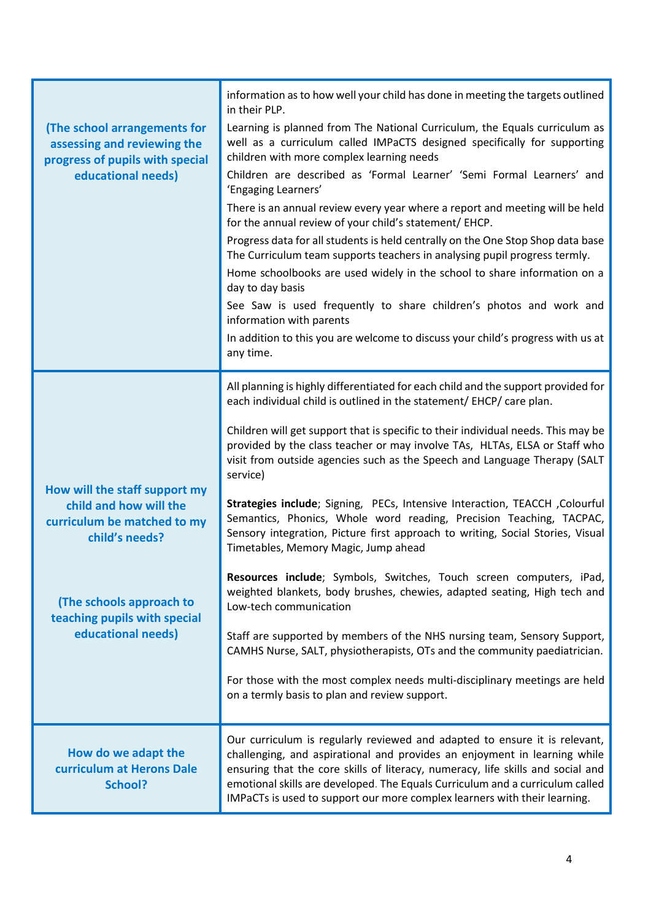| | |
|---|---|
| **(The school arrangements for assessing and reviewing the progress of pupils with special educational needs)** | information as to how well your child has done in meeting the targets outlined in their PLP.<br>Learning is planned from The National Curriculum, the Equals curriculum as well as a curriculum called IMPaCTS designed specifically for supporting children with more complex learning needs<br>Children are described as 'Formal Learner' 'Semi Formal Learners' and 'Engaging Learners'<br>There is an annual review every year where a report and meeting will be held for the annual review of your child's statement/ EHCP.<br>Progress data for all students is held centrally on the One Stop Shop data base The Curriculum team supports teachers in analysing pupil progress termly.<br>Home schoolbooks are used widely in the school to share information on a day to day basis<br>See Saw is used frequently to share children's photos and work and information with parents<br>In addition to this you are welcome to discuss your child's progress with us at any time. |
| **How will the staff support my child and how will the curriculum be matched to my child's needs?**<br><br>**(The schools approach to teaching pupils with special educational needs)** | All planning is highly differentiated for each child and the support provided for each individual child is outlined in the statement/ EHCP/ care plan.<br><br>Children will get support that is specific to their individual needs. This may be provided by the class teacher or may involve TAs, HLTAs, ELSA or Staff who visit from outside agencies such as the Speech and Language Therapy (SALT service)<br><br>**Strategies include**; Signing, PECs, Intensive Interaction, TEACCH ,Colourful Semantics, Phonics, Whole word reading, Precision Teaching, TACPAC, Sensory integration, Picture first approach to writing, Social Stories, Visual Timetables, Memory Magic, Jump ahead<br><br>**Resources include**; Symbols, Switches, Touch screen computers, iPad, weighted blankets, body brushes, chewies, adapted seating, High tech and Low-tech communication<br><br>Staff are supported by members of the NHS nursing team, Sensory Support, CAMHS Nurse, SALT, physiotherapists, OTs and the community paediatrician.<br><br>For those with the most complex needs multi-disciplinary meetings are held on a termly basis to plan and review support. |
| **How do we adapt the curriculum at Herons Dale School?** | Our curriculum is regularly reviewed and adapted to ensure it is relevant, challenging, and aspirational and provides an enjoyment in learning while ensuring that the core skills of literacy, numeracy, life skills and social and emotional skills are developed. The Equals Curriculum and a curriculum called IMPaCTs is used to support our more complex learners with their learning. |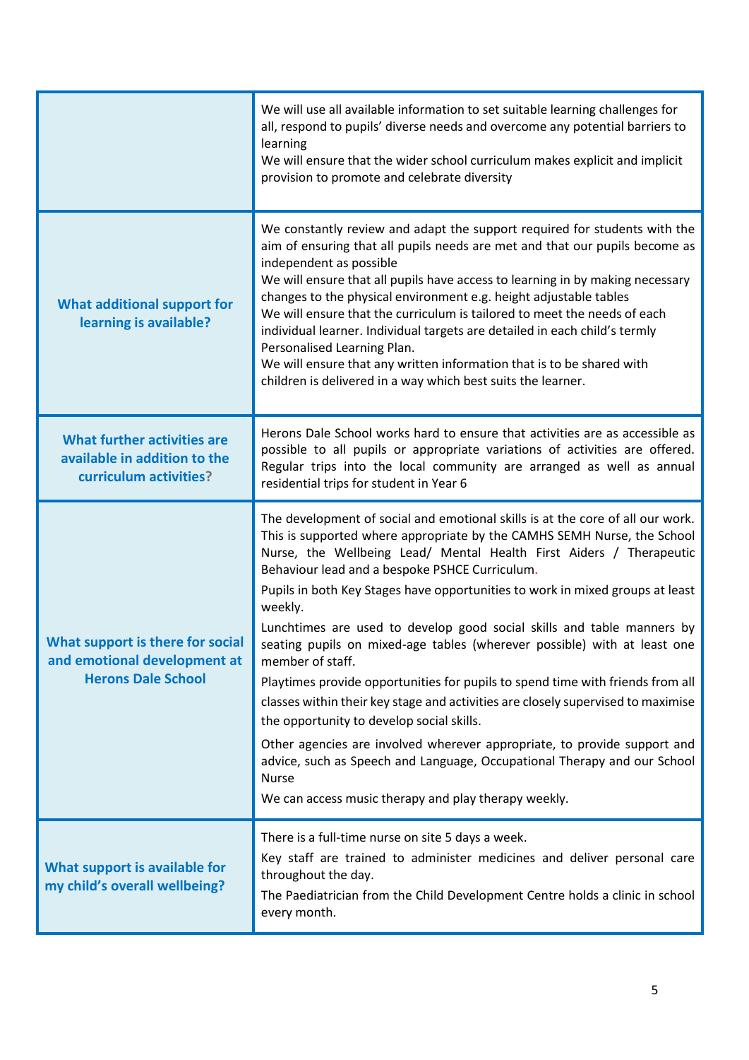| | |
|---|---|
| | We will use all available information to set suitable learning challenges for all, respond to pupils' diverse needs and overcome any potential barriers to learning<br>We will ensure that the wider school curriculum makes explicit and implicit provision to promote and celebrate diversity |
| **What additional support for learning is available?** | We constantly review and adapt the support required for students with the aim of ensuring that all pupils needs are met and that our pupils become as independent as possible<br>We will ensure that all pupils have access to learning in by making necessary changes to the physical environment e.g. height adjustable tables<br>We will ensure that the curriculum is tailored to meet the needs of each individual learner. Individual targets are detailed in each child's termly Personalised Learning Plan.<br>We will ensure that any written information that is to be shared with children is delivered in a way which best suits the learner. |
| **What further activities are available in addition to the curriculum activities?** | Herons Dale School works hard to ensure that activities are as accessible as possible to all pupils or appropriate variations of activities are offered. Regular trips into the local community are arranged as well as annual residential trips for student in Year 6 |
| **What support is there for social and emotional development at Herons Dale School** | The development of social and emotional skills is at the core of all our work. This is supported where appropriate by the CAMHS SEMH Nurse, the School Nurse, the Wellbeing Lead/ Mental Health First Aiders / Therapeutic Behaviour lead and a bespoke PSHCE Curriculum.<br>Pupils in both Key Stages have opportunities to work in mixed groups at least weekly.<br>Lunchtimes are used to develop good social skills and table manners by seating pupils on mixed-age tables (wherever possible) with at least one member of staff.<br>Playtimes provide opportunities for pupils to spend time with friends from all classes within their key stage and activities are closely supervised to maximise the opportunity to develop social skills.<br>Other agencies are involved wherever appropriate, to provide support and advice, such as Speech and Language, Occupational Therapy and our School Nurse<br>We can access music therapy and play therapy weekly. |
| **What support is available for my child's overall wellbeing?** | There is a full-time nurse on site 5 days a week.<br>Key staff are trained to administer medicines and deliver personal care throughout the day.<br>The Paediatrician from the Child Development Centre holds a clinic in school every month. |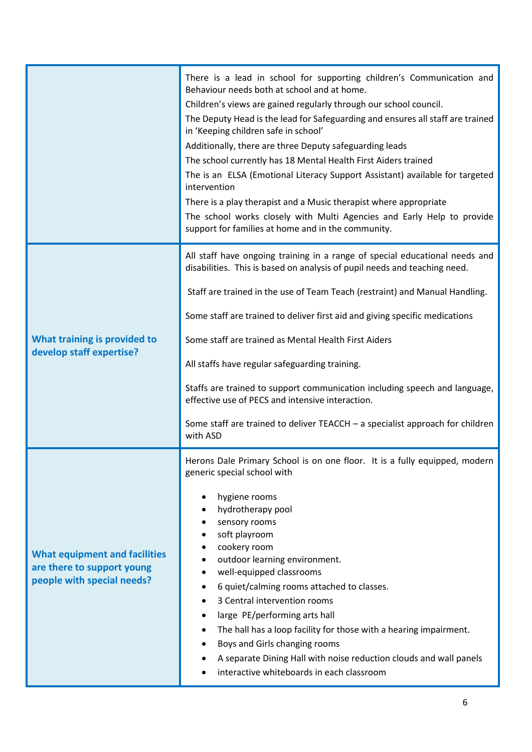| | |
|---|---|
| | There is a lead in school for supporting children's Communication and Behaviour needs both at school and at home.<br>Children's views are gained regularly through our school council.<br>The Deputy Head is the lead for Safeguarding and ensures all staff are trained in 'Keeping children safe in school'<br>Additionally, there are three Deputy safeguarding leads<br>The school currently has 18 Mental Health First Aiders trained<br>The is an ELSA (Emotional Literacy Support Assistant) available for targeted intervention<br>There is a play therapist and a Music therapist where appropriate<br>The school works closely with Multi Agencies and Early Help to provide support for families at home and in the community. |
| **What training is provided to develop staff expertise?** | All staff have ongoing training in a range of special educational needs and disabilities. This is based on analysis of pupil needs and teaching need.<br><br>Staff are trained in the use of Team Teach (restraint) and Manual Handling.<br><br>Some staff are trained to deliver first aid and giving specific medications<br><br>Some staff are trained as Mental Health First Aiders<br><br>All staffs have regular safeguarding training.<br><br>Staffs are trained to support communication including speech and language, effective use of PECS and intensive interaction.<br><br>Some staff are trained to deliver TEACCH – a specialist approach for children with ASD |
| **What equipment and facilities are there to support young people with special needs?** | Herons Dale Primary School is on one floor. It is a fully equipped, modern generic special school with<br><br>• hygiene rooms<br>• hydrotherapy pool<br>• sensory rooms<br>• soft playroom<br>• cookery room<br>• outdoor learning environment.<br>• well-equipped classrooms<br>• 6 quiet/calming rooms attached to classes.<br>• 3 Central intervention rooms<br>• large PE/performing arts hall<br>• The hall has a loop facility for those with a hearing impairment.<br>• Boys and Girls changing rooms<br>• A separate Dining Hall with noise reduction clouds and wall panels<br>• interactive whiteboards in each classroom |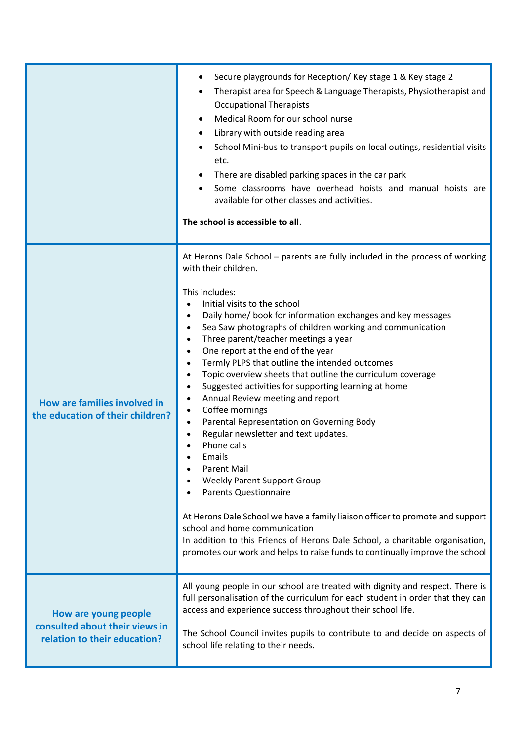| | |
|---|---|
| | • Secure playgrounds for Reception/ Key stage 1 & Key stage 2<br>• Therapist area for Speech & Language Therapists, Physiotherapist and Occupational Therapists<br>• Medical Room for our school nurse<br>• Library with outside reading area<br>• School Mini-bus to transport pupils on local outings, residential visits etc.<br>• There are disabled parking spaces in the car park<br>• Some classrooms have overhead hoists and manual hoists are available for other classes and activities.<br><br>**The school is accessible to all**. |
| **How are families involved in the education of their children?** | At Herons Dale School – parents are fully included in the process of working with their children.<br><br>This includes:<br>• Initial visits to the school<br>• Daily home/ book for information exchanges and key messages<br>• Sea Saw photographs of children working and communication<br>• Three parent/teacher meetings a year<br>• One report at the end of the year<br>• Termly PLPS that outline the intended outcomes<br>• Topic overview sheets that outline the curriculum coverage<br>• Suggested activities for supporting learning at home<br>• Annual Review meeting and report<br>• Coffee mornings<br>• Parental Representation on Governing Body<br>• Regular newsletter and text updates.<br>• Phone calls<br>• Emails<br>• Parent Mail<br>• Weekly Parent Support Group<br>• Parents Questionnaire<br><br>At Herons Dale School we have a family liaison officer to promote and support school and home communication<br>In addition to this Friends of Herons Dale School, a charitable organisation, promotes our work and helps to raise funds to continually improve the school |
| **How are young people consulted about their views in relation to their education?** | All young people in our school are treated with dignity and respect. There is full personalisation of the curriculum for each student in order that they can access and experience success throughout their school life.<br><br>The School Council invites pupils to contribute to and decide on aspects of school life relating to their needs. |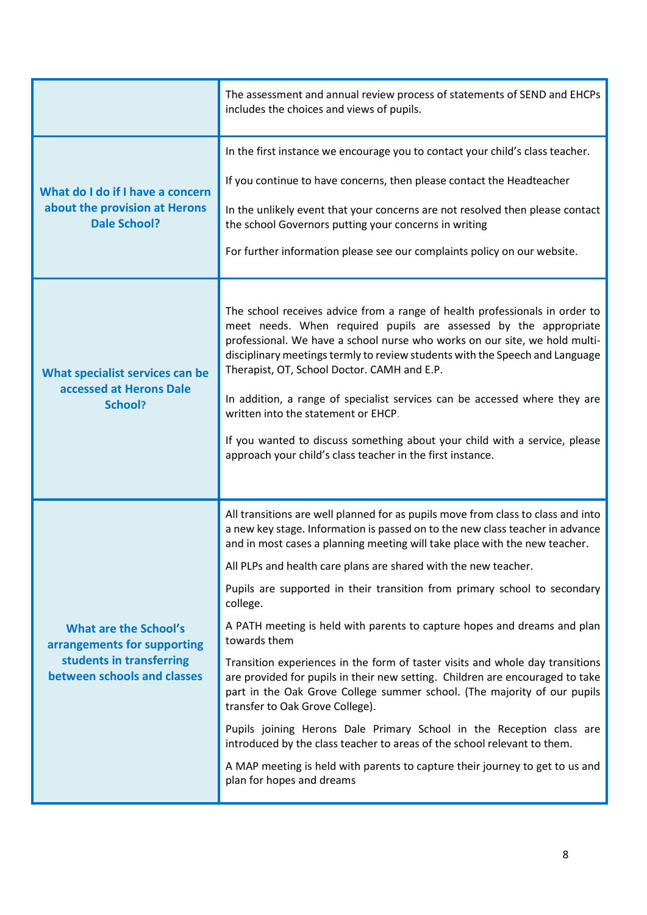| | |
|---|---|
| | The assessment and annual review process of statements of SEND and EHCPs includes the choices and views of pupils. |
| **What do I do if I have a concern about the provision at Herons Dale School?** | In the first instance we encourage you to contact your child's class teacher.<br><br>If you continue to have concerns, then please contact the Headteacher<br><br>In the unlikely event that your concerns are not resolved then please contact the school Governors putting your concerns in writing<br><br>For further information please see our complaints policy on our website. |
| **What specialist services can be accessed at Herons Dale School?** | The school receives advice from a range of health professionals in order to meet needs. When required pupils are assessed by the appropriate professional. We have a school nurse who works on our site, we hold multi-disciplinary meetings termly to review students with the Speech and Language Therapist, OT, School Doctor. CAMH and E.P.<br><br>In addition, a range of specialist services can be accessed where they are written into the statement or EHCP.<br><br>If you wanted to discuss something about your child with a service, please approach your child's class teacher in the first instance. |
| **What are the School's arrangements for supporting students in transferring between schools and classes** | All transitions are well planned for as pupils move from class to class and into a new key stage. Information is passed on to the new class teacher in advance and in most cases a planning meeting will take place with the new teacher.<br><br>All PLPs and health care plans are shared with the new teacher.<br><br>Pupils are supported in their transition from primary school to secondary college.<br><br>A PATH meeting is held with parents to capture hopes and dreams and plan towards them<br><br>Transition experiences in the form of taster visits and whole day transitions are provided for pupils in their new setting. Children are encouraged to take part in the Oak Grove College summer school. (The majority of our pupils transfer to Oak Grove College).<br><br>Pupils joining Herons Dale Primary School in the Reception class are introduced by the class teacher to areas of the school relevant to them.<br><br>A MAP meeting is held with parents to capture their journey to get to us and plan for hopes and dreams |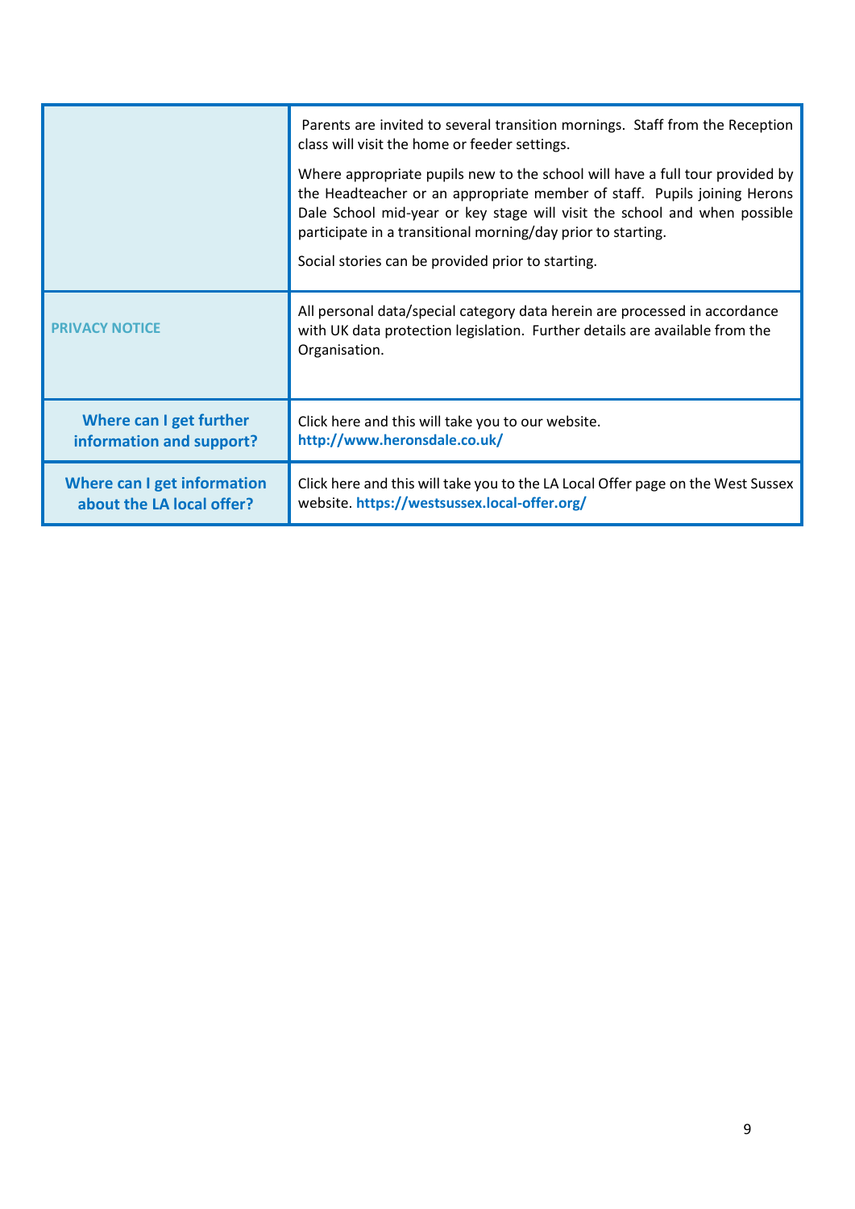| | |
|---|---|
| | Parents are invited to several transition mornings. Staff from the Reception class will visit the home or feeder settings.<br><br>Where appropriate pupils new to the school will have a full tour provided by the Headteacher or an appropriate member of staff. Pupils joining Herons Dale School mid-year or key stage will visit the school and when possible participate in a transitional morning/day prior to starting.<br><br>Social stories can be provided prior to starting. |
| **PRIVACY NOTICE** | All personal data/special category data herein are processed in accordance with UK data protection legislation. Further details are available from the Organisation. |
| **Where can I get further information and support?** | Click here and this will take you to our website. **http://www.heronsdale.co.uk/** |
| **Where can I get information about the LA local offer?** | Click here and this will take you to the LA Local Offer page on the West Sussex website. **https://westsussex.local-offer.org/** |